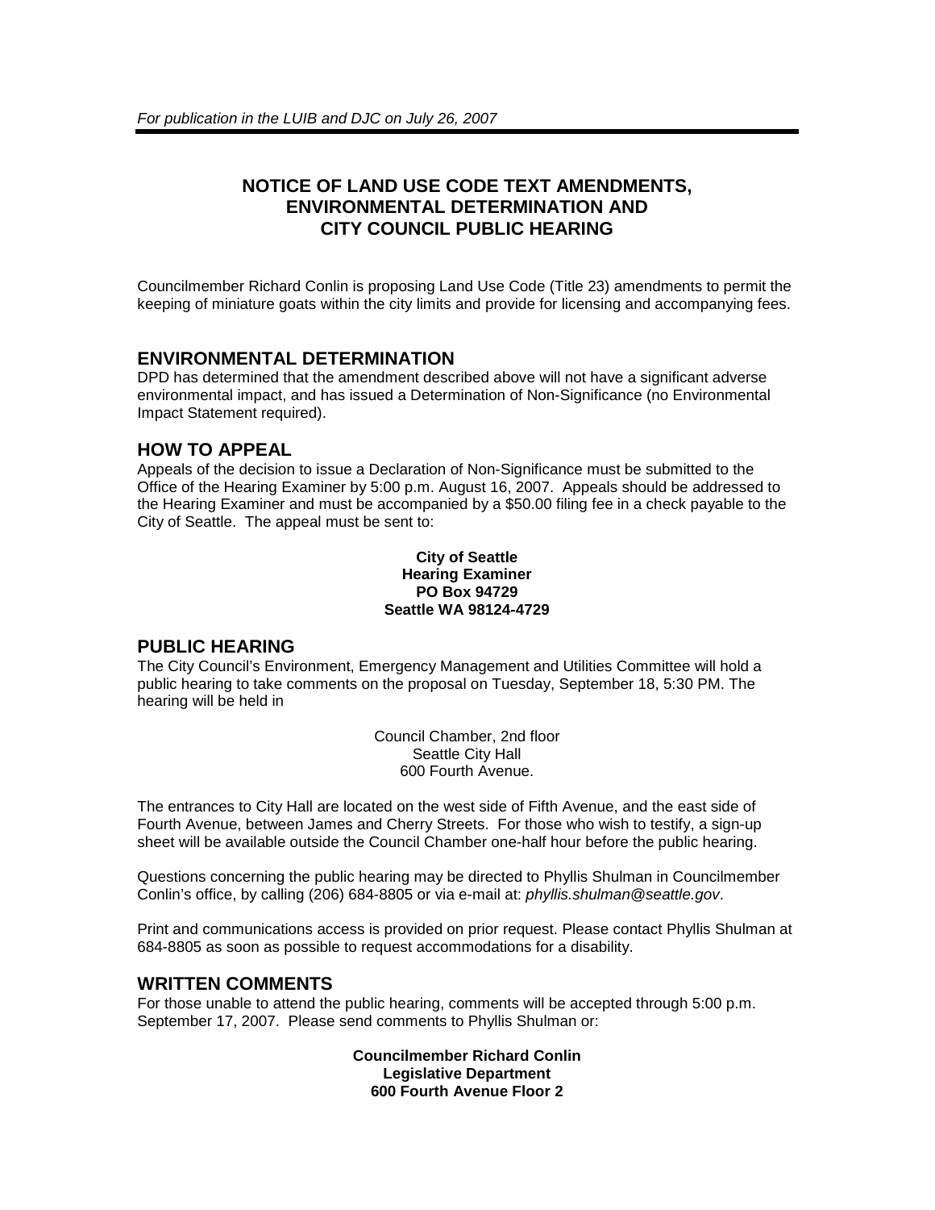*For publication in the LUIB and DJC on July 26, 2007*

# NOTICE OF LAND USE CODE TEXT AMENDMENTS, ENVIRONMENTAL DETERMINATION AND CITY COUNCIL PUBLIC HEARING

Councilmember Richard Conlin is proposing Land Use Code (Title 23) amendments to permit the keeping of miniature goats within the city limits and provide for licensing and accompanying fees.

## ENVIRONMENTAL DETERMINATION

DPD has determined that the amendment described above will not have a significant adverse environmental impact, and has issued a Determination of Non-Significance (no Environmental Impact Statement required).

## HOW TO APPEAL

Appeals of the decision to issue a Declaration of Non-Significance must be submitted to the Office of the Hearing Examiner by 5:00 p.m. August 16, 2007. Appeals should be addressed to the Hearing Examiner and must be accompanied by a $50.00 filing fee in a check payable to the City of Seattle. The appeal must be sent to:

**City of Seattle**
**Hearing Examiner**
**PO Box 94729**
**Seattle WA 98124-4729**

## PUBLIC HEARING

The City Council's Environment, Emergency Management and Utilities Committee will hold a public hearing to take comments on the proposal on Tuesday, September 18, 5:30 PM. The hearing will be held in

Council Chamber, 2nd floor
Seattle City Hall
600 Fourth Avenue.

The entrances to City Hall are located on the west side of Fifth Avenue, and the east side of Fourth Avenue, between James and Cherry Streets. For those who wish to testify, a sign-up sheet will be available outside the Council Chamber one-half hour before the public hearing.

Questions concerning the public hearing may be directed to Phyllis Shulman in Councilmember Conlin's office, by calling (206) 684-8805 or via e-mail at: *phyllis.shulman@seattle.gov*.

Print and communications access is provided on prior request. Please contact Phyllis Shulman at 684-8805 as soon as possible to request accommodations for a disability.

## WRITTEN COMMENTS

For those unable to attend the public hearing, comments will be accepted through 5:00 p.m. September 17, 2007. Please send comments to Phyllis Shulman or:

**Councilmember Richard Conlin**
**Legislative Department**
**600 Fourth Avenue Floor 2**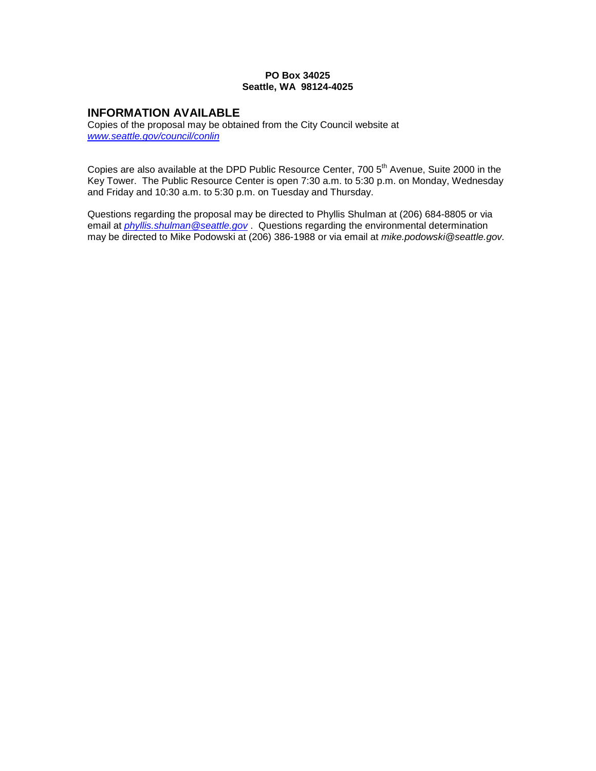**PO Box 34025**
**Seattle, WA 98124-4025**

## INFORMATION AVAILABLE

Copies of the proposal may be obtained from the City Council website at *www.seattle.gov/council/conlin*

Copies are also available at the DPD Public Resource Center, 700 5th Avenue, Suite 2000 in the Key Tower. The Public Resource Center is open 7:30 a.m. to 5:30 p.m. on Monday, Wednesday and Friday and 10:30 a.m. to 5:30 p.m. on Tuesday and Thursday.

Questions regarding the proposal may be directed to Phyllis Shulman at (206) 684-8805 or via email at *phyllis.shulman@seattle.gov* . Questions regarding the environmental determination may be directed to Mike Podowski at (206) 386-1988 or via email at *mike.podowski@seattle.gov.*